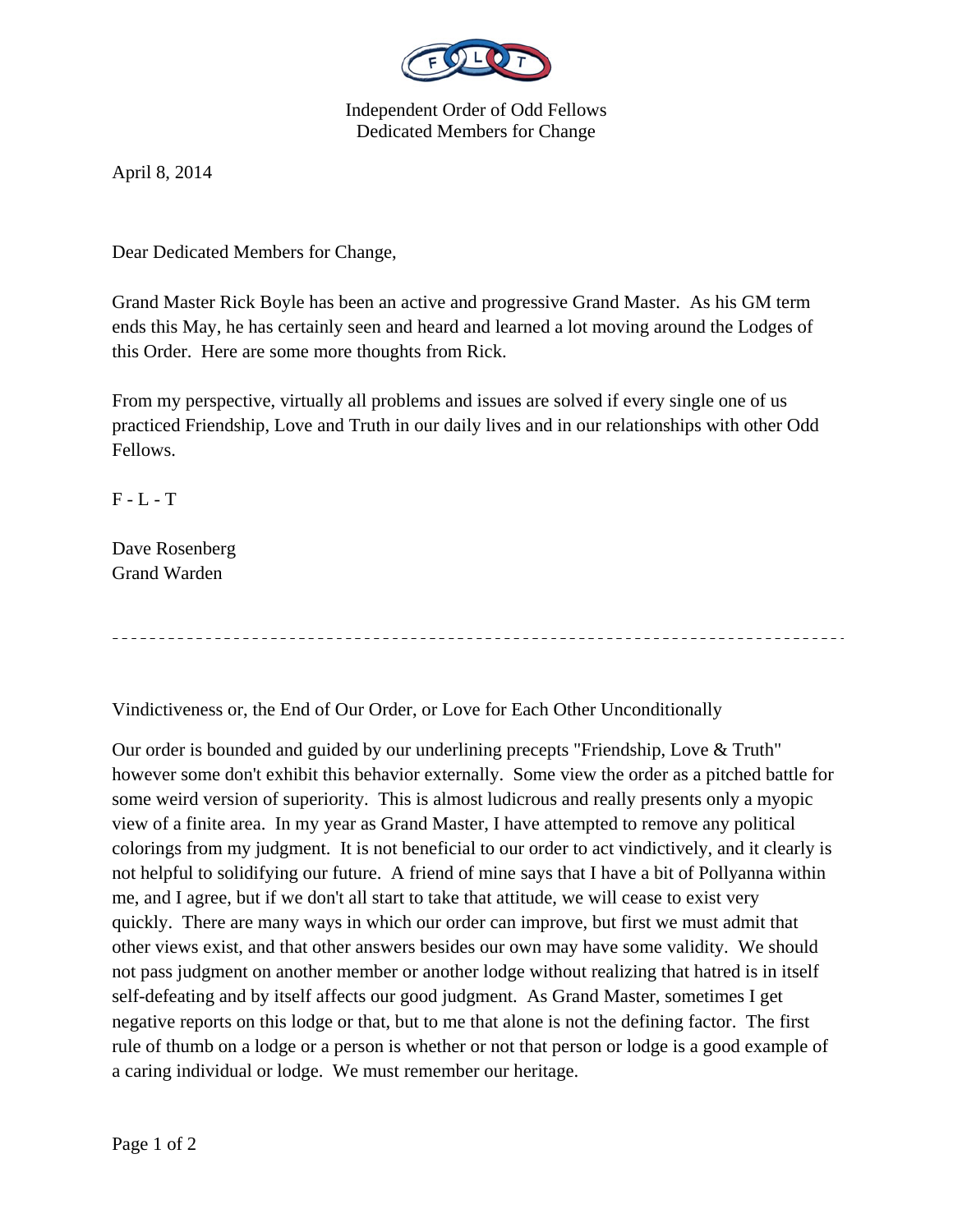Independent Order of Odd Fellows
Dedicated Members for Change

April 8, 2014

Dear Dedicated Members for Change,

Grand Master Rick Boyle has been an active and progressive Grand Master. As his GM term ends this May, he has certainly seen and heard and learned a lot moving around the Lodges of this Order. Here are some more thoughts from Rick.

From my perspective, virtually all problems and issues are solved if every single one of us practiced Friendship, Love and Truth in our daily lives and in our relationships with other Odd Fellows.

F - L - T

Dave Rosenberg
Grand Warden

---

Vindictiveness or, the End of Our Order, or Love for Each Other Unconditionally

Our order is bounded and guided by our underlining precepts "Friendship, Love & Truth" however some don't exhibit this behavior externally. Some view the order as a pitched battle for some weird version of superiority. This is almost ludicrous and really presents only a myopic view of a finite area. In my year as Grand Master, I have attempted to remove any political colorings from my judgment. It is not beneficial to our order to act vindictively, and it clearly is not helpful to solidifying our future. A friend of mine says that I have a bit of Pollyanna within me, and I agree, but if we don't all start to take that attitude, we will cease to exist very quickly. There are many ways in which our order can improve, but first we must admit that other views exist, and that other answers besides our own may have some validity. We should not pass judgment on another member or another lodge without realizing that hatred is in itself self-defeating and by itself affects our good judgment. As Grand Master, sometimes I get negative reports on this lodge or that, but to me that alone is not the defining factor. The first rule of thumb on a lodge or a person is whether or not that person or lodge is a good example of a caring individual or lodge. We must remember our heritage.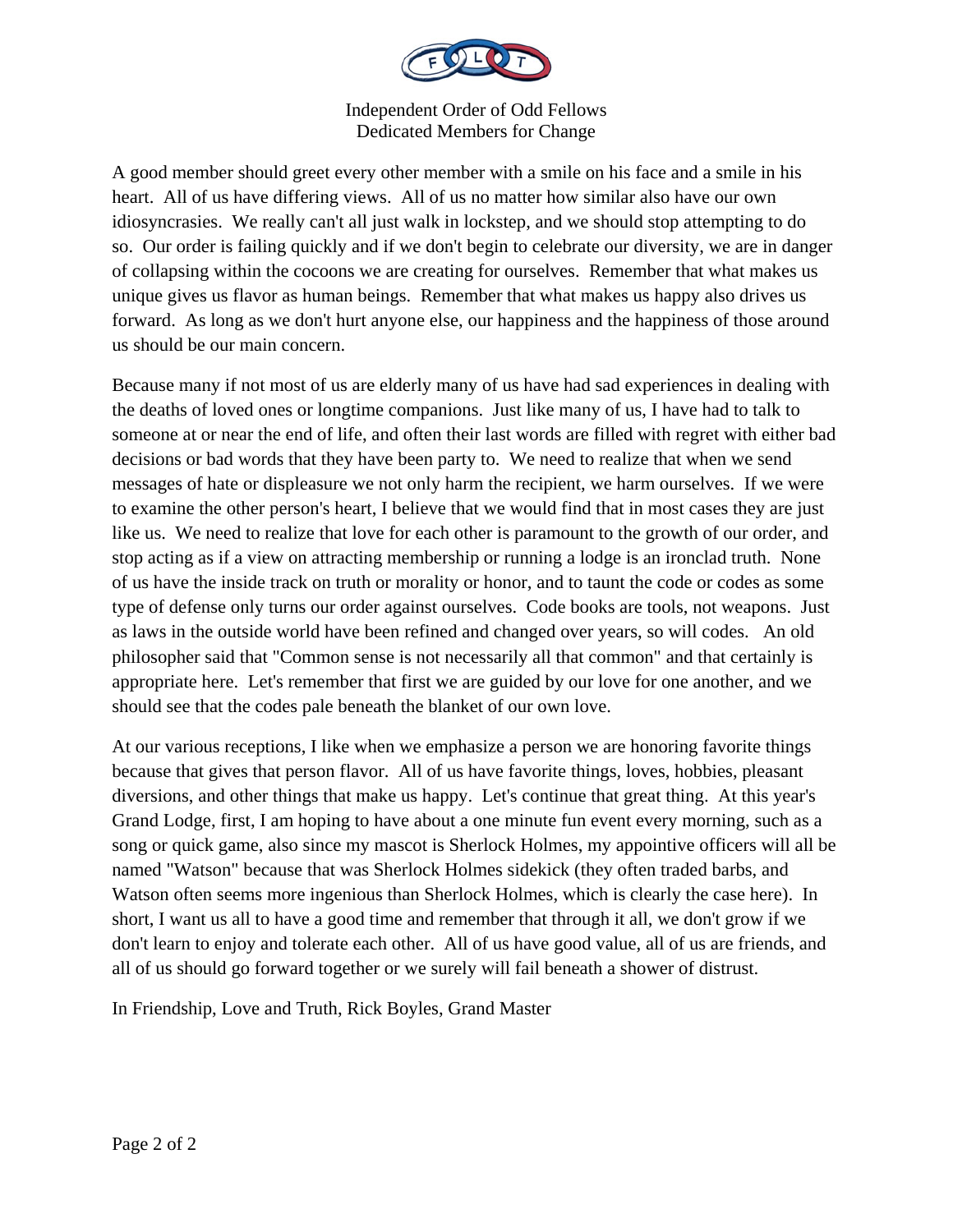Independent Order of Odd Fellows
Dedicated Members for Change

A good member should greet every other member with a smile on his face and a smile in his heart. All of us have differing views. All of us no matter how similar also have our own idiosyncrasies. We really can't all just walk in lockstep, and we should stop attempting to do so. Our order is failing quickly and if we don't begin to celebrate our diversity, we are in danger of collapsing within the cocoons we are creating for ourselves. Remember that what makes us unique gives us flavor as human beings. Remember that what makes us happy also drives us forward. As long as we don't hurt anyone else, our happiness and the happiness of those around us should be our main concern.

Because many if not most of us are elderly many of us have had sad experiences in dealing with the deaths of loved ones or longtime companions. Just like many of us, I have had to talk to someone at or near the end of life, and often their last words are filled with regret with either bad decisions or bad words that they have been party to. We need to realize that when we send messages of hate or displeasure we not only harm the recipient, we harm ourselves. If we were to examine the other person's heart, I believe that we would find that in most cases they are just like us. We need to realize that love for each other is paramount to the growth of our order, and stop acting as if a view on attracting membership or running a lodge is an ironclad truth. None of us have the inside track on truth or morality or honor, and to taunt the code or codes as some type of defense only turns our order against ourselves. Code books are tools, not weapons. Just as laws in the outside world have been refined and changed over years, so will codes. An old philosopher said that "Common sense is not necessarily all that common" and that certainly is appropriate here. Let's remember that first we are guided by our love for one another, and we should see that the codes pale beneath the blanket of our own love.

At our various receptions, I like when we emphasize a person we are honoring favorite things because that gives that person flavor. All of us have favorite things, loves, hobbies, pleasant diversions, and other things that make us happy. Let's continue that great thing. At this year's Grand Lodge, first, I am hoping to have about a one minute fun event every morning, such as a song or quick game, also since my mascot is Sherlock Holmes, my appointive officers will all be named "Watson" because that was Sherlock Holmes sidekick (they often traded barbs, and Watson often seems more ingenious than Sherlock Holmes, which is clearly the case here). In short, I want us all to have a good time and remember that through it all, we don't grow if we don't learn to enjoy and tolerate each other. All of us have good value, all of us are friends, and all of us should go forward together or we surely will fail beneath a shower of distrust.

In Friendship, Love and Truth, Rick Boyles, Grand Master